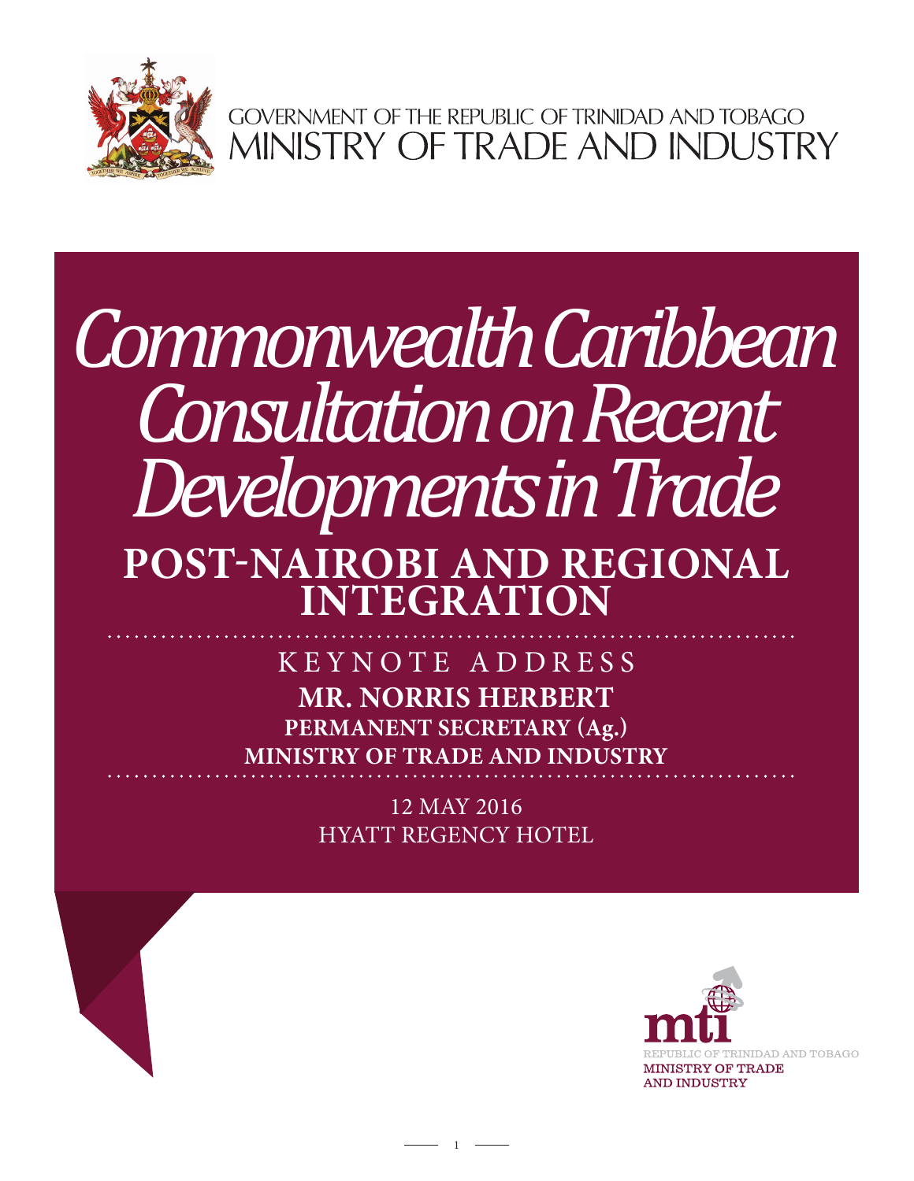GOVERNMENT OF THE REPUBLIC OF TRINIDAD AND TOBAGO
MINISTRY OF TRADE AND INDUSTRY

# *Commonwealth Caribbean Consultation on Recent Developments in Trade*

## POST-NAIROBI AND REGIONAL INTEGRATION

KEYNOTE ADDRESS

**MR. NORRIS HERBERT**
**PERMANENT SECRETARY (Ag.)**
**MINISTRY OF TRADE AND INDUSTRY**

12 MAY 2016
HYATT REGENCY HOTEL

mti
REPUBLIC OF TRINIDAD AND TOBAGO
MINISTRY OF TRADE AND INDUSTRY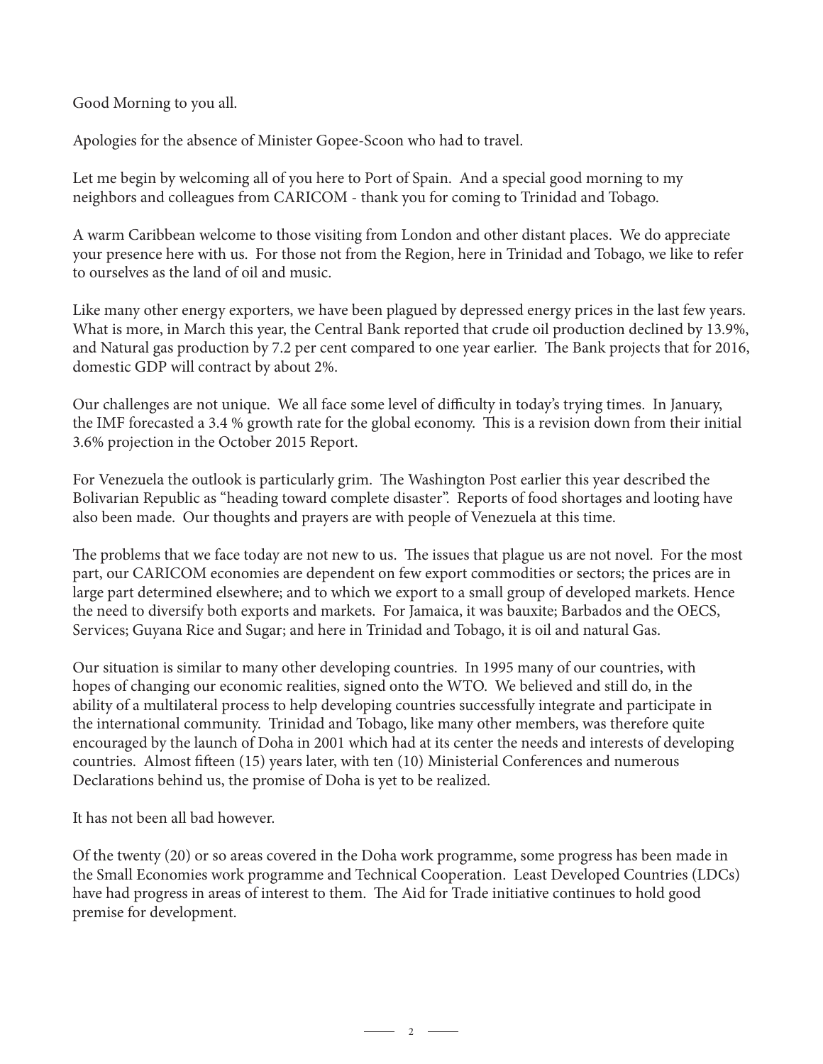Good Morning to you all.

Apologies for the absence of Minister Gopee-Scoon who had to travel.

Let me begin by welcoming all of you here to Port of Spain. And a special good morning to my neighbors and colleagues from CARICOM - thank you for coming to Trinidad and Tobago.

A warm Caribbean welcome to those visiting from London and other distant places. We do appreciate your presence here with us. For those not from the Region, here in Trinidad and Tobago, we like to refer to ourselves as the land of oil and music.

Like many other energy exporters, we have been plagued by depressed energy prices in the last few years. What is more, in March this year, the Central Bank reported that crude oil production declined by 13.9%, and Natural gas production by 7.2 per cent compared to one year earlier. The Bank projects that for 2016, domestic GDP will contract by about 2%.

Our challenges are not unique. We all face some level of difficulty in today's trying times. In January, the IMF forecasted a 3.4 % growth rate for the global economy. This is a revision down from their initial 3.6% projection in the October 2015 Report.

For Venezuela the outlook is particularly grim. The Washington Post earlier this year described the Bolivarian Republic as "heading toward complete disaster". Reports of food shortages and looting have also been made. Our thoughts and prayers are with people of Venezuela at this time.

The problems that we face today are not new to us. The issues that plague us are not novel. For the most part, our CARICOM economies are dependent on few export commodities or sectors; the prices are in large part determined elsewhere; and to which we export to a small group of developed markets. Hence the need to diversify both exports and markets. For Jamaica, it was bauxite; Barbados and the OECS, Services; Guyana Rice and Sugar; and here in Trinidad and Tobago, it is oil and natural Gas.

Our situation is similar to many other developing countries. In 1995 many of our countries, with hopes of changing our economic realities, signed onto the WTO. We believed and still do, in the ability of a multilateral process to help developing countries successfully integrate and participate in the international community. Trinidad and Tobago, like many other members, was therefore quite encouraged by the launch of Doha in 2001 which had at its center the needs and interests of developing countries. Almost fifteen (15) years later, with ten (10) Ministerial Conferences and numerous Declarations behind us, the promise of Doha is yet to be realized.

It has not been all bad however.

Of the twenty (20) or so areas covered in the Doha work programme, some progress has been made in the Small Economies work programme and Technical Cooperation. Least Developed Countries (LDCs) have had progress in areas of interest to them. The Aid for Trade initiative continues to hold good premise for development.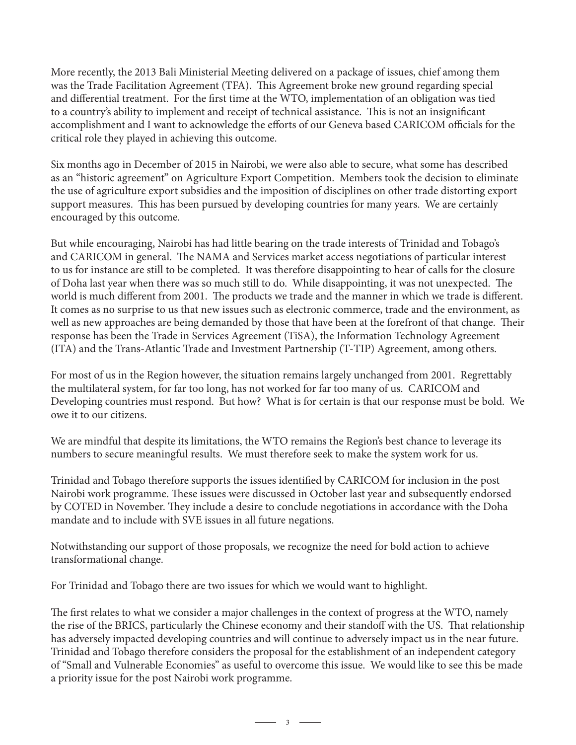More recently, the 2013 Bali Ministerial Meeting delivered on a package of issues, chief among them was the Trade Facilitation Agreement (TFA). This Agreement broke new ground regarding special and differential treatment. For the first time at the WTO, implementation of an obligation was tied to a country's ability to implement and receipt of technical assistance. This is not an insignificant accomplishment and I want to acknowledge the efforts of our Geneva based CARICOM officials for the critical role they played in achieving this outcome.

Six months ago in December of 2015 in Nairobi, we were also able to secure, what some has described as an "historic agreement" on Agriculture Export Competition. Members took the decision to eliminate the use of agriculture export subsidies and the imposition of disciplines on other trade distorting export support measures. This has been pursued by developing countries for many years. We are certainly encouraged by this outcome.

But while encouraging, Nairobi has had little bearing on the trade interests of Trinidad and Tobago's and CARICOM in general. The NAMA and Services market access negotiations of particular interest to us for instance are still to be completed. It was therefore disappointing to hear of calls for the closure of Doha last year when there was so much still to do. While disappointing, it was not unexpected. The world is much different from 2001. The products we trade and the manner in which we trade is different. It comes as no surprise to us that new issues such as electronic commerce, trade and the environment, as well as new approaches are being demanded by those that have been at the forefront of that change. Their response has been the Trade in Services Agreement (TiSA), the Information Technology Agreement (ITA) and the Trans-Atlantic Trade and Investment Partnership (T-TIP) Agreement, among others.

For most of us in the Region however, the situation remains largely unchanged from 2001. Regrettably the multilateral system, for far too long, has not worked for far too many of us. CARICOM and Developing countries must respond. But how? What is for certain is that our response must be bold. We owe it to our citizens.

We are mindful that despite its limitations, the WTO remains the Region's best chance to leverage its numbers to secure meaningful results. We must therefore seek to make the system work for us.

Trinidad and Tobago therefore supports the issues identified by CARICOM for inclusion in the post Nairobi work programme. These issues were discussed in October last year and subsequently endorsed by COTED in November. They include a desire to conclude negotiations in accordance with the Doha mandate and to include with SVE issues in all future negations.

Notwithstanding our support of those proposals, we recognize the need for bold action to achieve transformational change.

For Trinidad and Tobago there are two issues for which we would want to highlight.

The first relates to what we consider a major challenges in the context of progress at the WTO, namely the rise of the BRICS, particularly the Chinese economy and their standoff with the US. That relationship has adversely impacted developing countries and will continue to adversely impact us in the near future. Trinidad and Tobago therefore considers the proposal for the establishment of an independent category of "Small and Vulnerable Economies" as useful to overcome this issue. We would like to see this be made a priority issue for the post Nairobi work programme.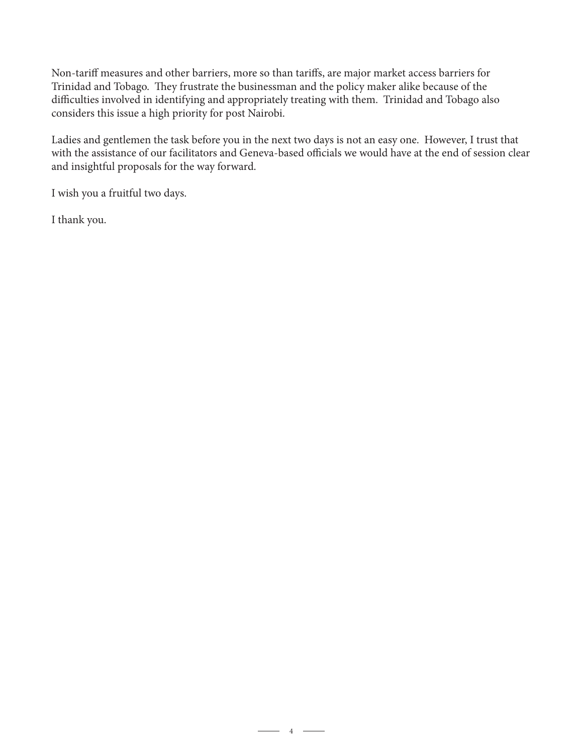Non-tariff measures and other barriers, more so than tariffs, are major market access barriers for Trinidad and Tobago. They frustrate the businessman and the policy maker alike because of the difficulties involved in identifying and appropriately treating with them. Trinidad and Tobago also considers this issue a high priority for post Nairobi.

Ladies and gentlemen the task before you in the next two days is not an easy one. However, I trust that with the assistance of our facilitators and Geneva-based officials we would have at the end of session clear and insightful proposals for the way forward.

I wish you a fruitful two days.

I thank you.